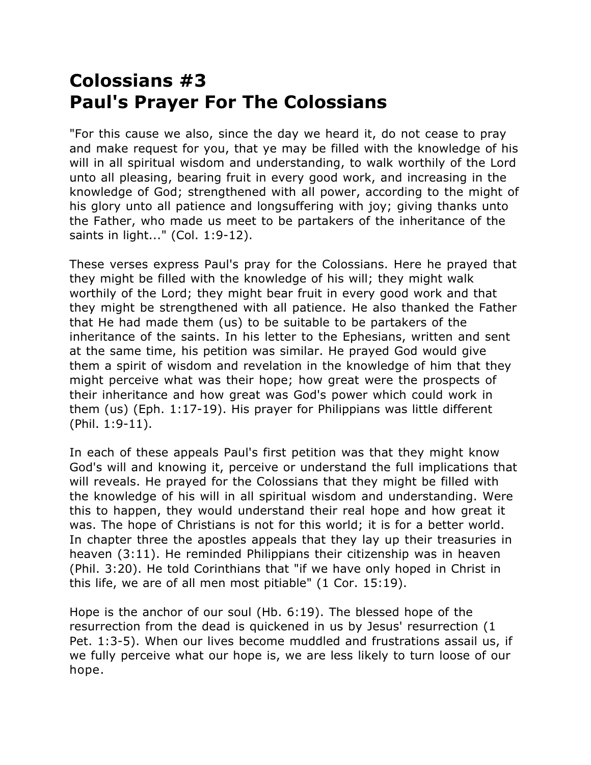# Colossians #3
# Paul's Prayer For The Colossians

"For this cause we also, since the day we heard it, do not cease to pray and make request for you, that ye may be filled with the knowledge of his will in all spiritual wisdom and understanding, to walk worthily of the Lord unto all pleasing, bearing fruit in every good work, and increasing in the knowledge of God; strengthened with all power, according to the might of his glory unto all patience and longsuffering with joy; giving thanks unto the Father, who made us meet to be partakers of the inheritance of the saints in light..." (Col. 1:9-12).

These verses express Paul's pray for the Colossians. Here he prayed that they might be filled with the knowledge of his will; they might walk worthily of the Lord; they might bear fruit in every good work and that they might be strengthened with all patience. He also thanked the Father that He had made them (us) to be suitable to be partakers of the inheritance of the saints. In his letter to the Ephesians, written and sent at the same time, his petition was similar. He prayed God would give them a spirit of wisdom and revelation in the knowledge of him that they might perceive what was their hope; how great were the prospects of their inheritance and how great was God's power which could work in them (us) (Eph. 1:17-19). His prayer for Philippians was little different (Phil. 1:9-11).

In each of these appeals Paul's first petition was that they might know God's will and knowing it, perceive or understand the full implications that will reveals. He prayed for the Colossians that they might be filled with the knowledge of his will in all spiritual wisdom and understanding. Were this to happen, they would understand their real hope and how great it was. The hope of Christians is not for this world; it is for a better world. In chapter three the apostles appeals that they lay up their treasuries in heaven (3:11). He reminded Philippians their citizenship was in heaven (Phil. 3:20). He told Corinthians that "if we have only hoped in Christ in this life, we are of all men most pitiable" (1 Cor. 15:19).

Hope is the anchor of our soul (Hb. 6:19). The blessed hope of the resurrection from the dead is quickened in us by Jesus' resurrection (1 Pet. 1:3-5). When our lives become muddled and frustrations assail us, if we fully perceive what our hope is, we are less likely to turn loose of our hope.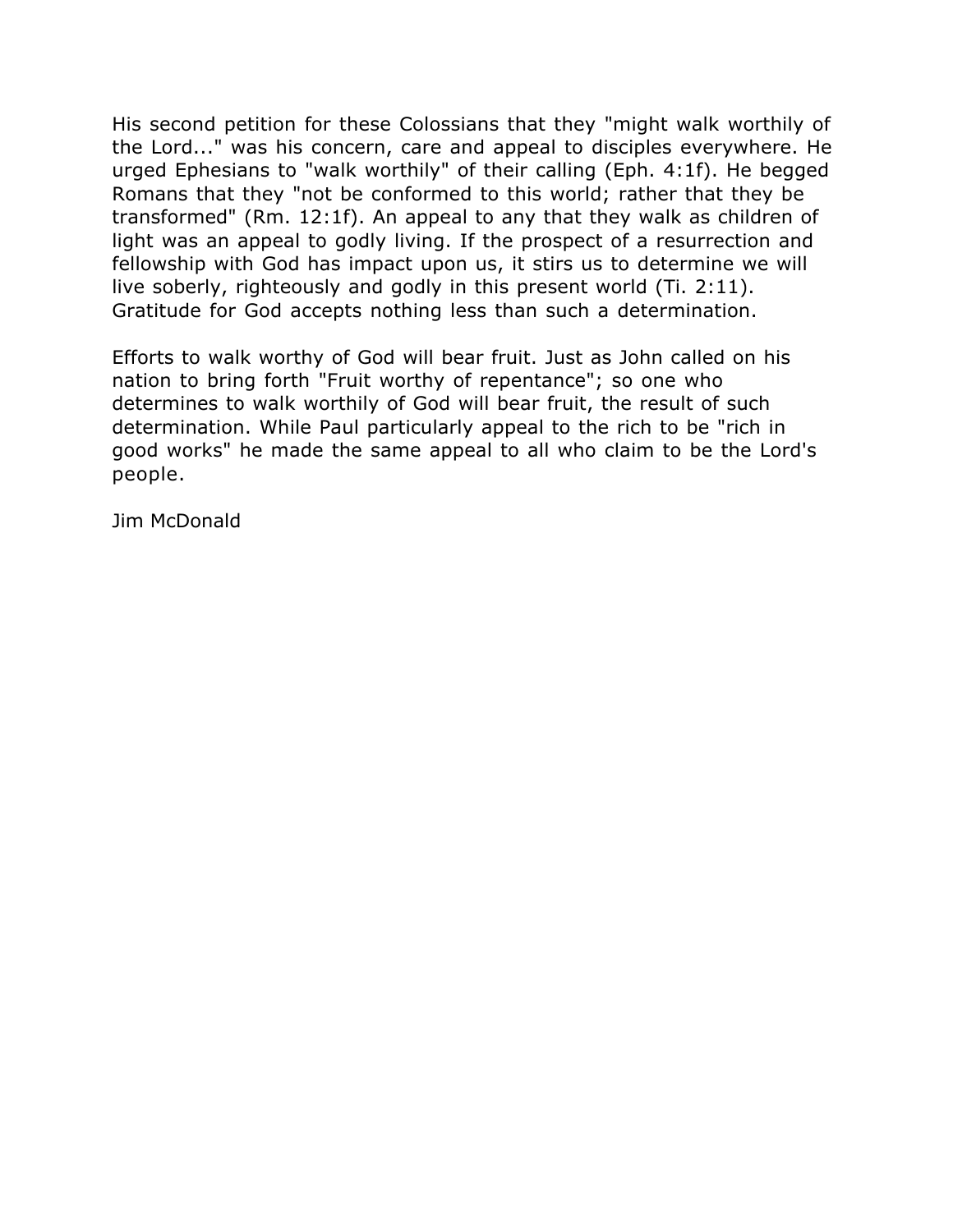His second petition for these Colossians that they "might walk worthily of the Lord..." was his concern, care and appeal to disciples everywhere. He urged Ephesians to "walk worthily" of their calling (Eph. 4:1f). He begged Romans that they "not be conformed to this world; rather that they be transformed" (Rm. 12:1f). An appeal to any that they walk as children of light was an appeal to godly living. If the prospect of a resurrection and fellowship with God has impact upon us, it stirs us to determine we will live soberly, righteously and godly in this present world (Ti. 2:11). Gratitude for God accepts nothing less than such a determination.

Efforts to walk worthy of God will bear fruit. Just as John called on his nation to bring forth "Fruit worthy of repentance"; so one who determines to walk worthily of God will bear fruit, the result of such determination. While Paul particularly appeal to the rich to be "rich in good works" he made the same appeal to all who claim to be the Lord's people.

Jim McDonald